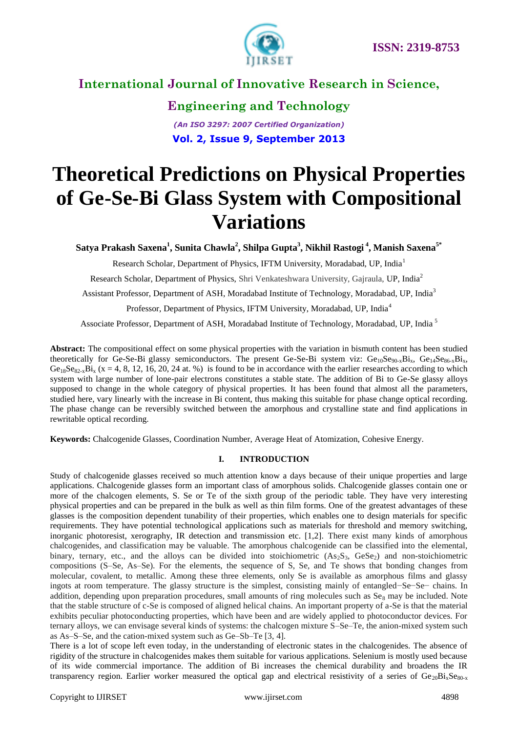# Theoretical Predictions on Physical Properties of Ge-Se-Bi Glass System with Compositional Variations

**Satya Prakash Saxena[1], Sunita Chawla[2], Shilpa Gupta[3], Nikhil Rastogi[4], Manish Saxena[5*]**

Research Scholar, Department of Physics, IFTM University, Moradabad, UP, India[1]

Research Scholar, Department of Physics, Shri Venkateshwara University, Gajraula, UP, India[2]

Assistant Professor, Department of ASH, Moradabad Institute of Technology, Moradabad, UP, India[3]

Professor, Department of Physics, IFTM University, Moradabad, UP, India[4]

Associate Professor, Department of ASH, Moradabad Institute of Technology, Moradabad, UP, India[5]

**Abstract:** The compositional effect on some physical properties with the variation in bismuth content has been studied theoretically for Ge-Se-Bi glassy semiconductors. The present Ge-Se-Bi system viz: $Ge_{10}Se_{90-x}Bi_x$, $Ge_{14}Se_{86-x}Bi_x$, $Ge_{18}Se_{82-x}Bi_x$ (x = 4, 8, 12, 16, 20, 24 at. %) is found to be in accordance with the earlier researches according to which system with large number of lone-pair electrons constitutes a stable state. The addition of Bi to Ge-Se glassy alloys supposed to change in the whole category of physical properties. It has been found that almost all the parameters, studied here, vary linearly with the increase in Bi content, thus making this suitable for phase change optical recording. The phase change can be reversibly switched between the amorphous and crystalline state and find applications in rewritable optical recording.

**Keywords:** Chalcogenide Glasses, Coordination Number, Average Heat of Atomization, Cohesive Energy.

## I. INTRODUCTION

Study of chalcogenide glasses received so much attention know a days because of their unique properties and large applications. Chalcogenide glasses form an important class of amorphous solids. Chalcogenide glasses contain one or more of the chalcogen elements, S. Se or Te of the sixth group of the periodic table. They have very interesting physical properties and can be prepared in the bulk as well as thin film forms. One of the greatest advantages of these glasses is the composition dependent tunability of their properties, which enables one to design materials for specific requirements. They have potential technological applications such as materials for threshold and memory switching, inorganic photoresist, xerography, IR detection and transmission etc. [1,2]. There exist many kinds of amorphous chalcogenides, and classification may be valuable. The amorphous chalcogenide can be classified into the elemental, binary, ternary, etc., and the alloys can be divided into stoichiometric ($As_2S_3$, $GeSe_2$) and non-stoichiometric compositions (S–Se, As–Se). For the elements, the sequence of S, Se, and Te shows that bonding changes from molecular, covalent, to metallic. Among these three elements, only Se is available as amorphous films and glassy ingots at room temperature. The glassy structure is the simplest, consisting mainly of entangled−Se−Se− chains. In addition, depending upon preparation procedures, small amounts of ring molecules such as $Se_8$ may be included. Note that the stable structure of c-Se is composed of aligned helical chains. An important property of a-Se is that the material exhibits peculiar photoconducting properties, which have been and are widely applied to photoconductor devices. For ternary alloys, we can envisage several kinds of systems: the chalcogen mixture S–Se–Te, the anion-mixed system such as As–S–Se, and the cation-mixed system such as Ge–Sb–Te [3, 4].

There is a lot of scope left even today, in the understanding of electronic states in the chalcogenides. The absence of rigidity of the structure in chalcogenides makes them suitable for various applications. Selenium is mostly used because of its wide commercial importance. The addition of Bi increases the chemical durability and broadens the IR transparency region. Earlier worker measured the optical gap and electrical resistivity of a series of $Ge_{20}Bi_xSe_{80-x}$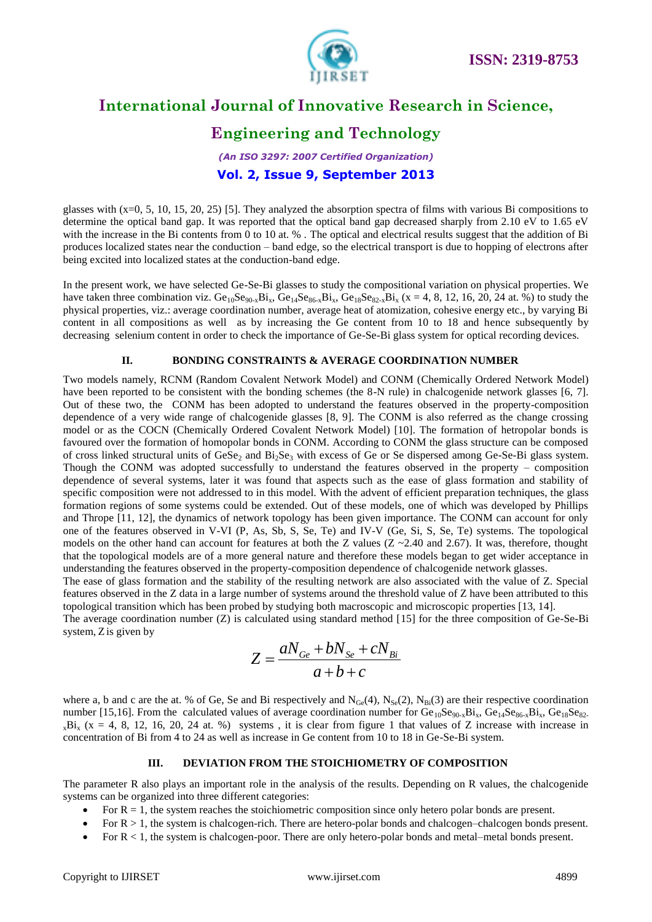glasses with (x=0, 5, 10, 15, 20, 25) [5]. They analyzed the absorption spectra of films with various Bi compositions to determine the optical band gap. It was reported that the optical band gap decreased sharply from 2.10 eV to 1.65 eV with the increase in the Bi contents from 0 to 10 at. % . The optical and electrical results suggest that the addition of Bi produces localized states near the conduction – band edge, so the electrical transport is due to hopping of electrons after being excited into localized states at the conduction-band edge.

In the present work, we have selected Ge-Se-Bi glasses to study the compositional variation on physical properties. We have taken three combination viz. $Ge_{10}Se_{90-x}Bi_x$, $Ge_{14}Se_{86-x}Bi_x$, $Ge_{18}Se_{82-x}Bi_x$ (x = 4, 8, 12, 16, 20, 24 at. %) to study the physical properties, viz.: average coordination number, average heat of atomization, cohesive energy etc., by varying Bi content in all compositions as well as by increasing the Ge content from 10 to 18 and hence subsequently by decreasing selenium content in order to check the importance of Ge-Se-Bi glass system for optical recording devices.

## II. BONDING CONSTRAINTS & AVERAGE COORDINATION NUMBER

Two models namely, RCNM (Random Covalent Network Model) and CONM (Chemically Ordered Network Model) have been reported to be consistent with the bonding schemes (the 8-N rule) in chalcogenide network glasses [6, 7]. Out of these two, the CONM has been adopted to understand the features observed in the property-composition dependence of a very wide range of chalcogenide glasses [8, 9]. The CONM is also referred as the change crossing model or as the COCN (Chemically Ordered Covalent Network Model) [10]. The formation of hetropolar bonds is favoured over the formation of homopolar bonds in CONM. According to CONM the glass structure can be composed of cross linked structural units of $GeSe_2$ and $Bi_2Se_3$ with excess of Ge or Se dispersed among Ge-Se-Bi glass system. Though the CONM was adopted successfully to understand the features observed in the property – composition dependence of several systems, later it was found that aspects such as the ease of glass formation and stability of specific composition were not addressed to in this model. With the advent of efficient preparation techniques, the glass formation regions of some systems could be extended. Out of these models, one of which was developed by Phillips and Thrope [11, 12], the dynamics of network topology has been given importance. The CONM can account for only one of the features observed in V-VI (P, As, Sb, S, Se, Te) and IV-VI (Ge, Si, S, Se, Te) systems. The topological models on the other hand can account for features at both the Z values (Z ~2.40 and 2.67). It was, therefore, thought that the topological models are of a more general nature and therefore these models began to get wider acceptance in understanding the features observed in the property-composition dependence of chalcogenide network glasses.

The ease of glass formation and the stability of the resulting network are also associated with the value of Z. Special features observed in the Z data in a large number of systems around the threshold value of Z have been attributed to this topological transition which has been probed by studying both macroscopic and microscopic properties [13, 14].

The average coordination number (Z) is calculated using standard method [15] for the three composition of Ge-Se-Bi system, Z is given by

$$Z = \frac{aN_{Ge} + bN_{Se} + cN_{Bi}}{a+b+c}$$

where a, b and c are the at. % of Ge, Se and Bi respectively and $N_{Ge}(4)$, $N_{Se}(2)$, $N_{Bi}(3)$ are their respective coordination number [15,16]. From the calculated values of average coordination number for $Ge_{10}Se_{90-x}Bi_x$, $Ge_{14}Se_{86-x}Bi_x$, $Ge_{18}Se_{82-x}Bi_x$ (x = 4, 8, 12, 16, 20, 24 at. %) systems , it is clear from figure 1 that values of Z increase with increase in concentration of Bi from 4 to 24 as well as increase in Ge content from 10 to 18 in Ge-Se-Bi system.

## III. DEVIATION FROM THE STOICHIOMETRY OF COMPOSITION

The parameter R also plays an important role in the analysis of the results. Depending on R values, the chalcogenide systems can be organized into three different categories:

- For R = 1, the system reaches the stoichiometric composition since only hetero polar bonds are present.
- For R > 1, the system is chalcogen-rich. There are hetero-polar bonds and chalcogen–chalcogen bonds present.
- For R < 1, the system is chalcogen-poor. There are only hetero-polar bonds and metal–metal bonds present.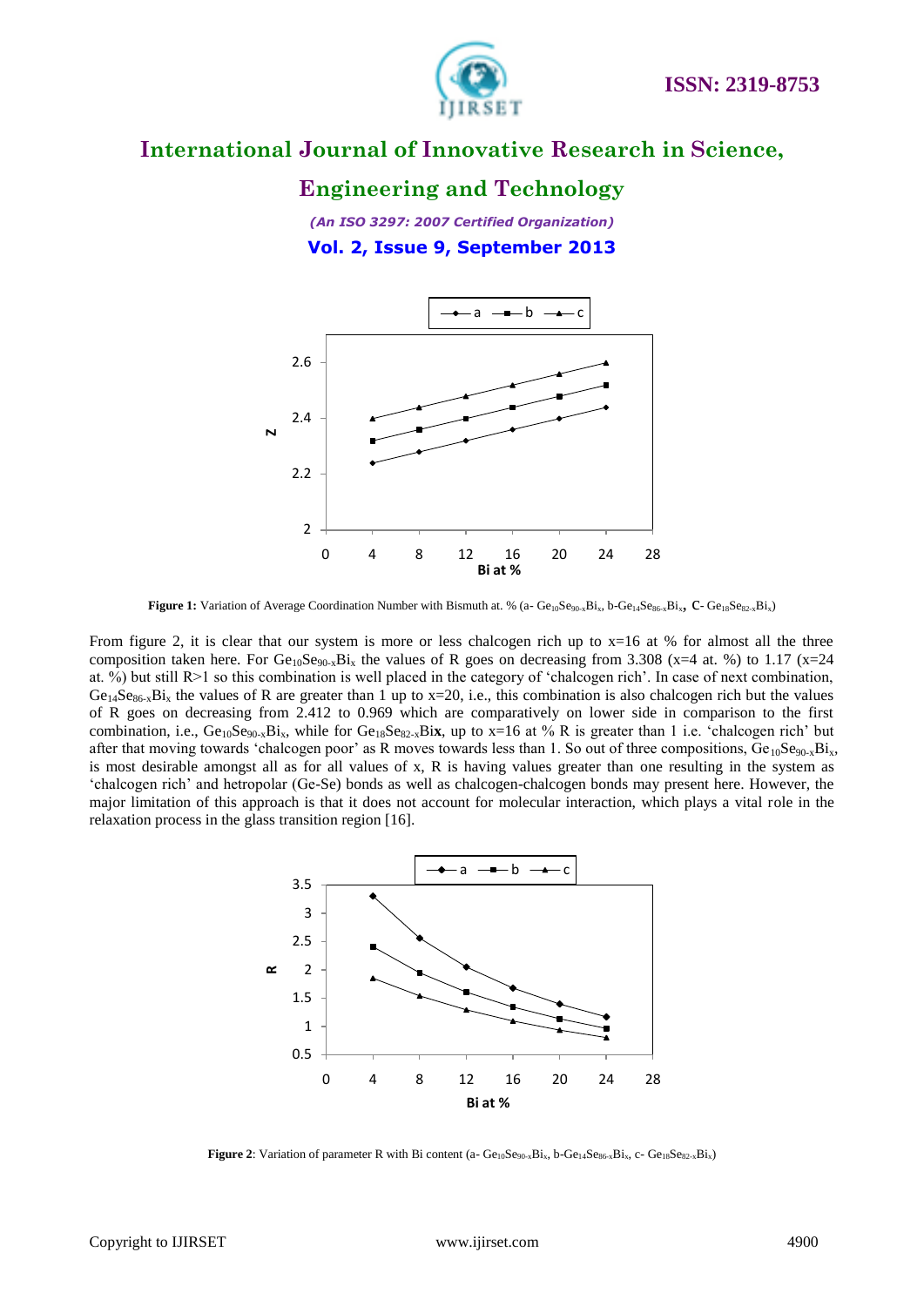Figure 1: Variation of Average Coordination Number with Bismuth at. % (a- $Ge_{10}Se_{90-x}Bi_x$, b-$Ge_{14}Se_{86-x}Bi_x$, C- $Ge_{18}Se_{82-x}Bi_x$)

From figure 2, it is clear that our system is more or less chalcogen rich up to x=16 at % for almost all the three composition taken here. For $Ge_{10}Se_{90-x}Bi_x$ the values of R goes on decreasing from 3.308 (x=4 at. %) to 1.17 (x=24 at. %) but still R>1 so this combination is well placed in the category of 'chalcogen rich'. In case of next combination, $Ge_{14}Se_{86-x}Bi_x$ the values of R are greater than 1 up to x=20, i.e., this combination is also chalcogen rich but the values of R goes on decreasing from 2.412 to 0.969 which are comparatively on lower side in comparison to the first combination, i.e., $Ge_{10}Se_{90-x}Bi_x$, while for $Ge_{18}Se_{82-x}Bi$**x**, up to x=16 at % R is greater than 1 i.e. 'chalcogen rich' but after that moving towards 'chalcogen poor' as R moves towards less than 1. So out of three compositions, $Ge_{10}Se_{90-x}Bi_x$, is most desirable amongst all as for all values of x, R is having values greater than one resulting in the system as 'chalcogen rich' and hetropolar (Ge-Se) bonds as well as chalcogen-chalcogen bonds may present here. However, the major limitation of this approach is that it does not account for molecular interaction, which plays a vital role in the relaxation process in the glass transition region [16].

**Figure 2**: Variation of parameter R with Bi content (a- $Ge_{10}Se_{90-x}Bi_x$, b-$Ge_{14}Se_{86-x}Bi_x$, c- $Ge_{18}Se_{82-x}Bi_x$)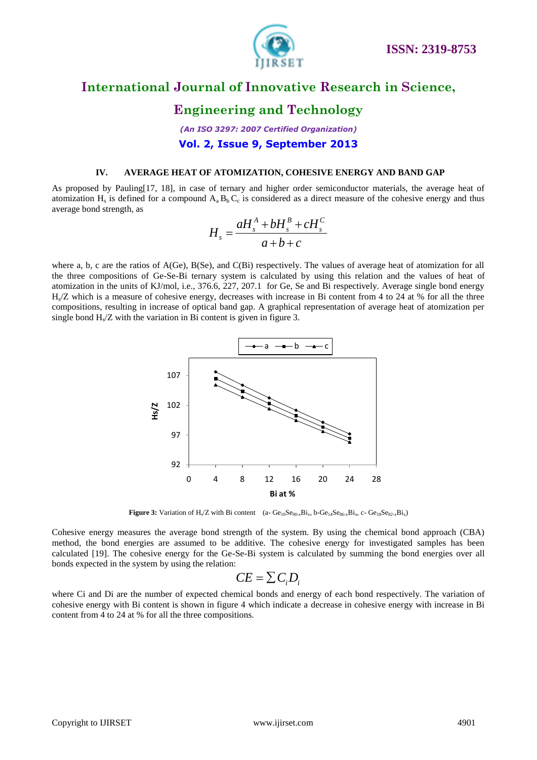## IV. AVERAGE HEAT OF ATOMIZATION, COHESIVE ENERGY AND BAND GAP

As proposed by Pauling[17, 18], in case of ternary and higher order semiconductor materials, the average heat of atomization $H_s$ is defined for a compound $A_a B_b C_c$ is considered as a direct measure of the cohesive energy and thus average bond strength, as

$$H_s = \frac{aH_s^A + bH_s^B + cH_s^C}{a+b+c}$$

where a, b, c are the ratios of A(Ge), B(Se), and C(Bi) respectively. The values of average heat of atomization for all the three compositions of Ge-Se-Bi ternary system is calculated by using this relation and the values of heat of atomization in the units of KJ/mol, i.e., 376.6, 227, 207.1 for Ge, Se and Bi respectively. Average single bond energy $H_s/Z$ which is a measure of cohesive energy, decreases with increase in Bi content from 4 to 24 at % for all the three compositions, resulting in increase of optical band gap. A graphical representation of average heat of atomization per single bond $H_s/Z$ with the variation in Bi content is given in figure 3.

**Figure 3:** Variation of $H_s/Z$ with Bi content (a- $Ge_{10}Se_{90-x}Bi_x$, b-$Ge_{14}Se_{86-x}Bi_x$, c- $Ge_{18}Se_{82-x}Bi_x$)

Cohesive energy measures the average bond strength of the system. By using the chemical bond approach (CBA) method, the bond energies are assumed to be additive. The cohesive energy for investigated samples has been calculated [19]. The cohesive energy for the Ge-Se-Bi system is calculated by summing the bond energies over all bonds expected in the system by using the relation:

$$CE = \sum C_i D_i$$

where Ci and Di are the number of expected chemical bonds and energy of each bond respectively. The variation of cohesive energy with Bi content is shown in figure 4 which indicate a decrease in cohesive energy with increase in Bi content from 4 to 24 at % for all the three compositions.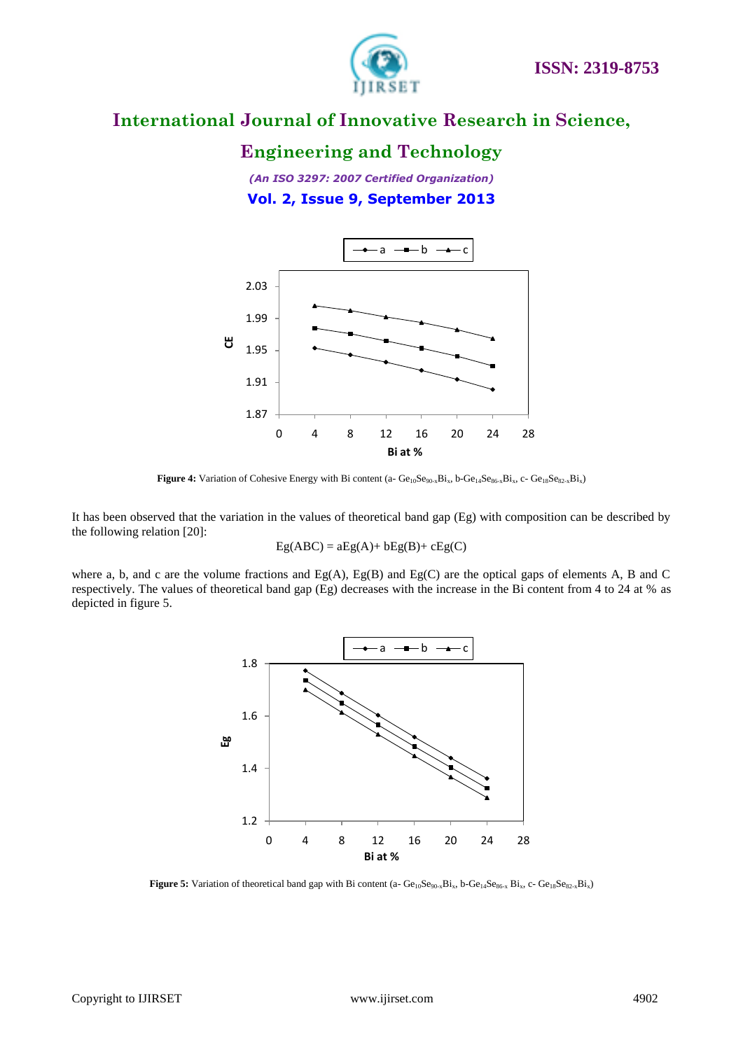**Figure 4:** Variation of Cohesive Energy with Bi content (a- $Ge_{10}Se_{90-x}Bi_x$, b-$Ge_{14}Se_{86-x}Bi_x$, c- $Ge_{18}Se_{82-x}Bi_x$)

It has been observed that the variation in the values of theoretical band gap (Eg) with composition can be described by the following relation [20]:

$$Eg(ABC) = aEg(A) + bEg(B) + cEg(C)$$

where a, b, and c are the volume fractions and Eg(A), Eg(B) and Eg(C) are the optical gaps of elements A, B and C respectively. The values of theoretical band gap (Eg) decreases with the increase in the Bi content from 4 to 24 at % as depicted in figure 5.

**Figure 5:** Variation of theoretical band gap with Bi content (a- $Ge_{10}Se_{90-x}Bi_x$, b-$Ge_{14}Se_{86-x}$ $Bi_x$, c- $Ge_{18}Se_{82-x}Bi_x$)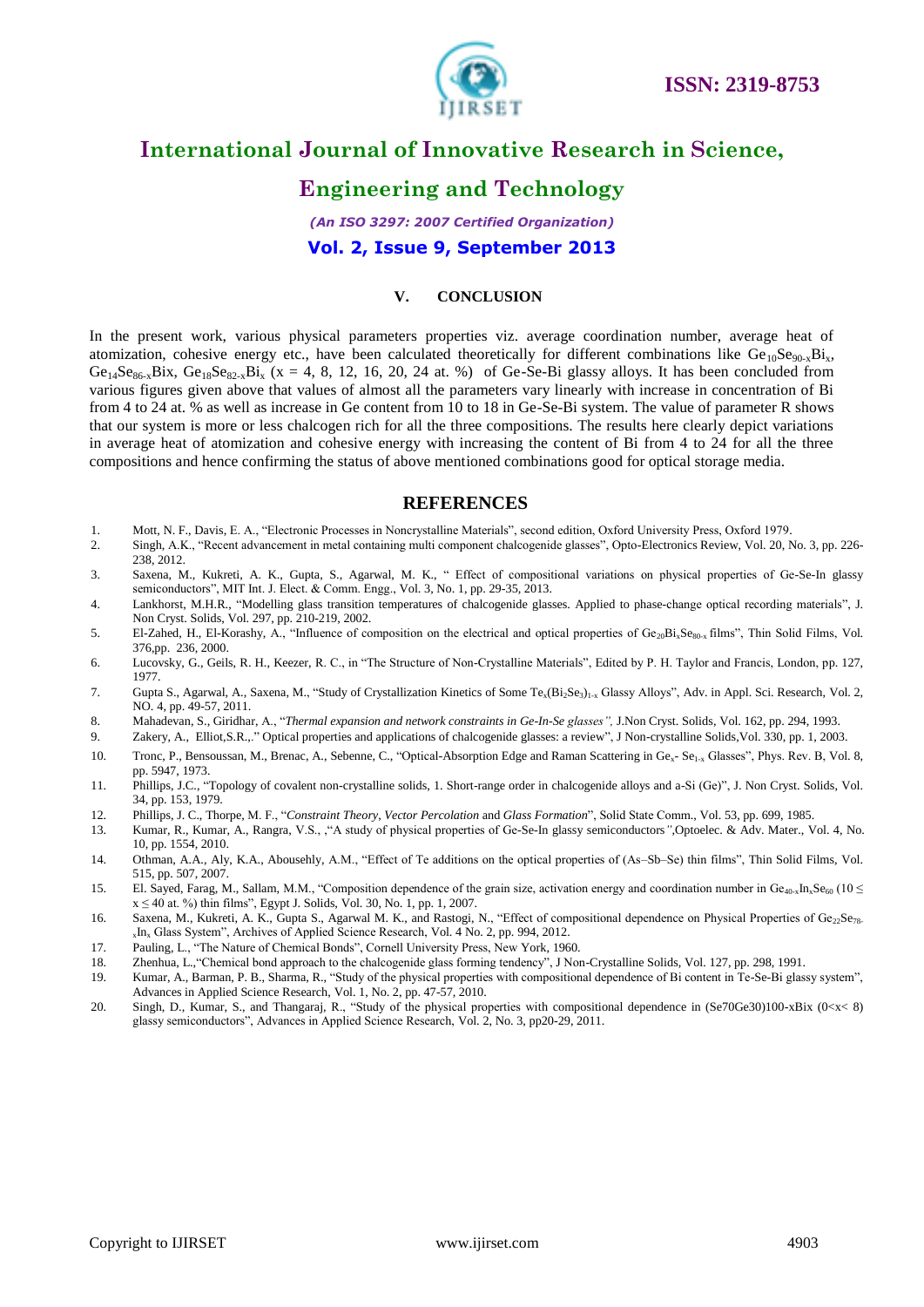## V. CONCLUSION

In the present work, various physical parameters properties viz. average coordination number, average heat of atomization, cohesive energy etc., have been calculated theoretically for different combinations like $Ge_{10}Se_{90-x}Bi_x$, $Ge_{14}Se_{86-x}Bix$, $Ge_{18}Se_{82-x}Bi_x$ (x = 4, 8, 12, 16, 20, 24 at. %) of Ge-Se-Bi glassy alloys. It has been concluded from various figures given above that values of almost all the parameters vary linearly with increase in concentration of Bi from 4 to 24 at. % as well as increase in Ge content from 10 to 18 in Ge-Se-Bi system. The value of parameter R shows that our system is more or less chalcogen rich for all the three compositions. The results here clearly depict variations in average heat of atomization and cohesive energy with increasing the content of Bi from 4 to 24 for all the three compositions and hence confirming the status of above mentioned combinations good for optical storage media.

## REFERENCES

1. Mott, N. F., Davis, E. A., "Electronic Processes in Noncrystalline Materials", second edition, Oxford University Press, Oxford 1979.
2. Singh, A.K., "Recent advancement in metal containing multi component chalcogenide glasses", Opto-Electronics Review, Vol. 20, No. 3, pp. 226-238, 2012.
3. Saxena, M., Kukreti, A. K., Gupta, S., Agarwal, M. K., " Effect of compositional variations on physical properties of Ge-Se-In glassy semiconductors", MIT Int. J. Elect. & Comm. Engg., Vol. 3, No. 1, pp. 29-35, 2013.
4. Lankhorst, M.H.R., "Modelling glass transition temperatures of chalcogenide glasses. Applied to phase-change optical recording materials", J. Non Cryst. Solids, Vol. 297, pp. 210-219, 2002.
5. El-Zahed, H., El-Korashy, A., "Influence of composition on the electrical and optical properties of $Ge_{20}Bi_xSe_{80-x}$ films", Thin Solid Films, Vol. 376,pp. 236, 2000.
6. Lucovsky, G., Geils, R. H., Keezer, R. C., in "The Structure of Non-Crystalline Materials", Edited by P. H. Taylor and Francis, London, pp. 127, 1977.
7. Gupta S., Agarwal, A., Saxena, M., "Study of Crystallization Kinetics of Some $Te_x(Bi_2Se_3)_{1-x}$ Glassy Alloys", Adv. in Appl. Sci. Research, Vol. 2, NO. 4, pp. 49-57, 2011.
8. Mahadevan, S., Giridhar, A., "*Thermal expansion and network constraints in Ge-In-Se glasses",* J.Non Cryst. Solids, Vol. 162, pp. 294, 1993.
9. Zakery, A., Elliot,S.R.,." Optical properties and applications of chalcogenide glasses: a review", J Non-crystalline Solids,Vol. 330, pp. 1, 2003.
10. Tronc, P., Bensoussan, M., Brenac, A., Sebenne, C., "Optical-Absorption Edge and Raman Scattering in $Ge_x$- $Se_{1-x}$ Glasses", Phys. Rev. B, Vol. 8, pp. 5947, 1973.
11. Phillips, J.C., "Topology of covalent non-crystalline solids, 1. Short-range order in chalcogenide alloys and a-Si (Ge)", J. Non Cryst. Solids, Vol. 34, pp. 153, 1979.
12. Phillips, J. C., Thorpe, M. F., "*Constraint Theory, Vector Percolation* and *Glass Formation*", Solid State Comm., Vol. 53, pp. 699, 1985.
13. Kumar, R., Kumar, A., Rangra, V.S., ,"A study of physical properties of Ge-Se-In glassy semiconductors*"*,Optoelec. & Adv. Mater., Vol. 4, No. 10, pp. 1554, 2010.
14. Othman, A.A., Aly, K.A., Abousehly, A.M., "Effect of Te additions on the optical properties of (As–Sb–Se) thin films", Thin Solid Films, Vol. 515, pp. 507, 2007.
15. El. Sayed, Farag, M., Sallam, M.M., "Composition dependence of the grain size, activation energy and coordination number in $Ge_{40-x}In_xSe_{60}$ ($10 \leq x \leq 40$ at. %) thin films", Egypt J. Solids, Vol. 30, No. 1, pp. 1, 2007.
16. Saxena, M., Kukreti, A. K., Gupta S., Agarwal M. K., and Rastogi, N., "Effect of compositional dependence on Physical Properties of $Ge_{22}Se_{78-x}In_x$ Glass System", Archives of Applied Science Research, Vol. 4 No. 2, pp. 994, 2012.
17. Pauling, L., "The Nature of Chemical Bonds", Cornell University Press, New York, 1960.
18. Zhenhua, L.,"Chemical bond approach to the chalcogenide glass forming tendency", J Non-Crystalline Solids, Vol. 127, pp. 298, 1991.
19. Kumar, A., Barman, P. B., Sharma, R., "Study of the physical properties with compositional dependence of Bi content in Te-Se-Bi glassy system", Advances in Applied Science Research, Vol. 1, No. 2, pp. 47-57, 2010.
20. Singh, D., Kumar, S., and Thangaraj, R., "Study of the physical properties with compositional dependence in (Se70Ge30)100-xBix (0<x< 8) glassy semiconductors", Advances in Applied Science Research, Vol. 2, No. 3, pp20-29, 2011.